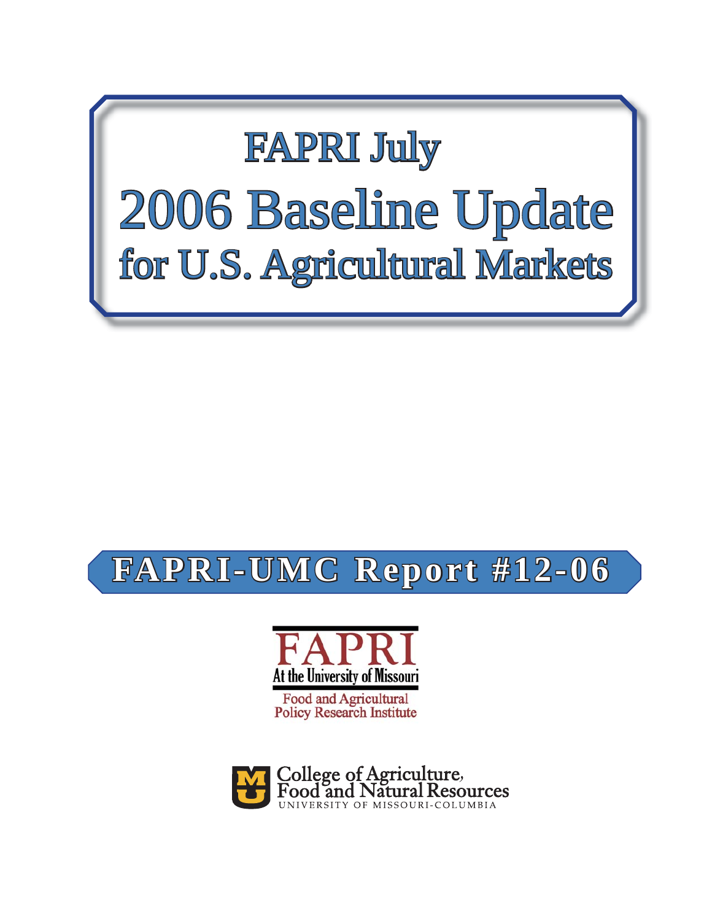# FAPRI July

# 2006 Baseline Update

# for U.S. Agricultural Markets

**FAPRI-UMC Report #12-06**

FAPRI

At the University of Missouri

Food and Agricultural Policy Research Institute

College of Agriculture, Food and Natural Resources

UNIVERSITY OF MISSOURI-COLUMBIA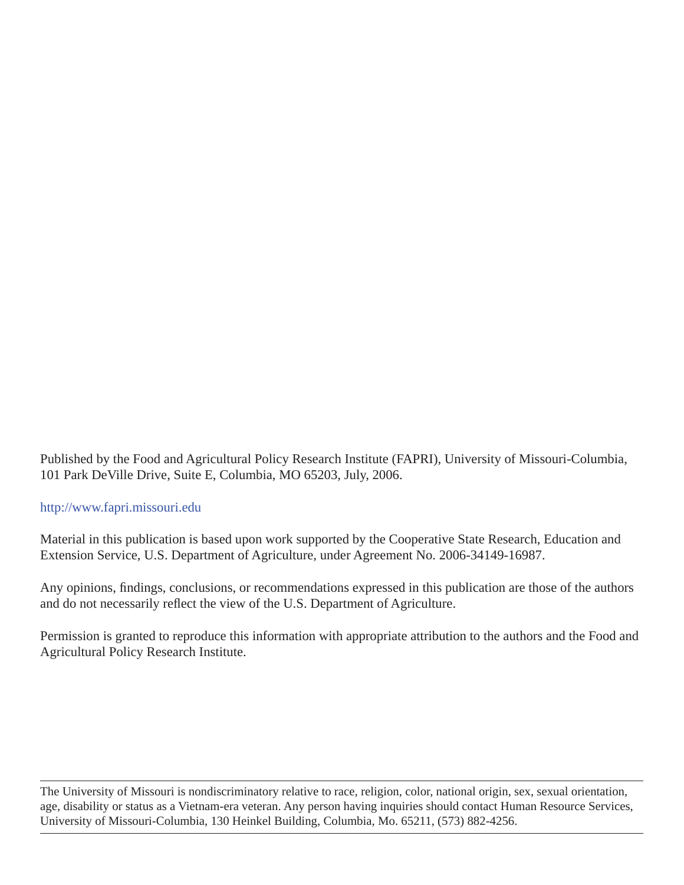Published by the Food and Agricultural Policy Research Institute (FAPRI), University of Missouri-Columbia, 101 Park DeVille Drive, Suite E, Columbia, MO 65203, July, 2006.

http://www.fapri.missouri.edu

Material in this publication is based upon work supported by the Cooperative State Research, Education and Extension Service, U.S. Department of Agriculture, under Agreement No. 2006-34149-16987.

Any opinions, findings, conclusions, or recommendations expressed in this publication are those of the authors and do not necessarily reflect the view of the U.S. Department of Agriculture.

Permission is granted to reproduce this information with appropriate attribution to the authors and the Food and Agricultural Policy Research Institute.

---

The University of Missouri is nondiscriminatory relative to race, religion, color, national origin, sex, sexual orientation, age, disability or status as a Vietnam-era veteran. Any person having inquiries should contact Human Resource Services, University of Missouri-Columbia, 130 Heinkel Building, Columbia, Mo. 65211, (573) 882-4256.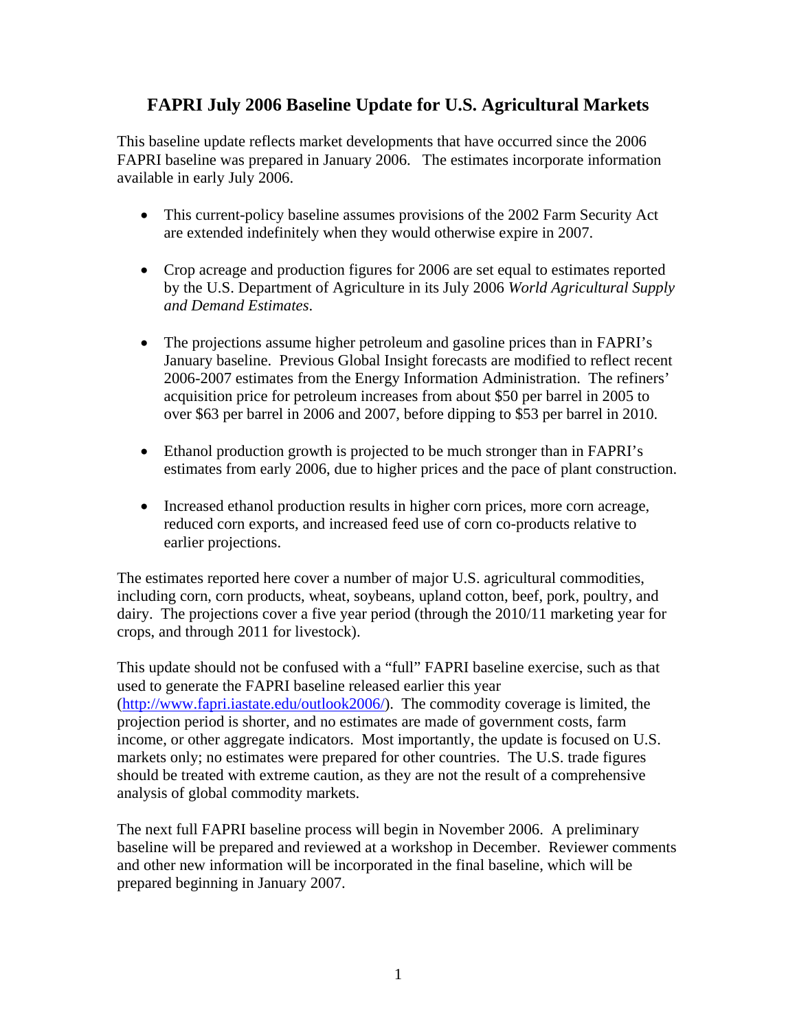# FAPRI July 2006 Baseline Update for U.S. Agricultural Markets

This baseline update reflects market developments that have occurred since the 2006 FAPRI baseline was prepared in January 2006. The estimates incorporate information available in early July 2006.

- This current-policy baseline assumes provisions of the 2002 Farm Security Act are extended indefinitely when they would otherwise expire in 2007.
- Crop acreage and production figures for 2006 are set equal to estimates reported by the U.S. Department of Agriculture in its July 2006 *World Agricultural Supply and Demand Estimates*.
- The projections assume higher petroleum and gasoline prices than in FAPRI's January baseline. Previous Global Insight forecasts are modified to reflect recent 2006-2007 estimates from the Energy Information Administration. The refiners' acquisition price for petroleum increases from about $50 per barrel in 2005 to over $63 per barrel in 2006 and 2007, before dipping to $53 per barrel in 2010.
- Ethanol production growth is projected to be much stronger than in FAPRI's estimates from early 2006, due to higher prices and the pace of plant construction.
- Increased ethanol production results in higher corn prices, more corn acreage, reduced corn exports, and increased feed use of corn co-products relative to earlier projections.

The estimates reported here cover a number of major U.S. agricultural commodities, including corn, corn products, wheat, soybeans, upland cotton, beef, pork, poultry, and dairy. The projections cover a five year period (through the 2010/11 marketing year for crops, and through 2011 for livestock).

This update should not be confused with a "full" FAPRI baseline exercise, such as that used to generate the FAPRI baseline released earlier this year (http://www.fapri.iastate.edu/outlook2006/). The commodity coverage is limited, the projection period is shorter, and no estimates are made of government costs, farm income, or other aggregate indicators. Most importantly, the update is focused on U.S. markets only; no estimates were prepared for other countries. The U.S. trade figures should be treated with extreme caution, as they are not the result of a comprehensive analysis of global commodity markets.

The next full FAPRI baseline process will begin in November 2006. A preliminary baseline will be prepared and reviewed at a workshop in December. Reviewer comments and other new information will be incorporated in the final baseline, which will be prepared beginning in January 2007.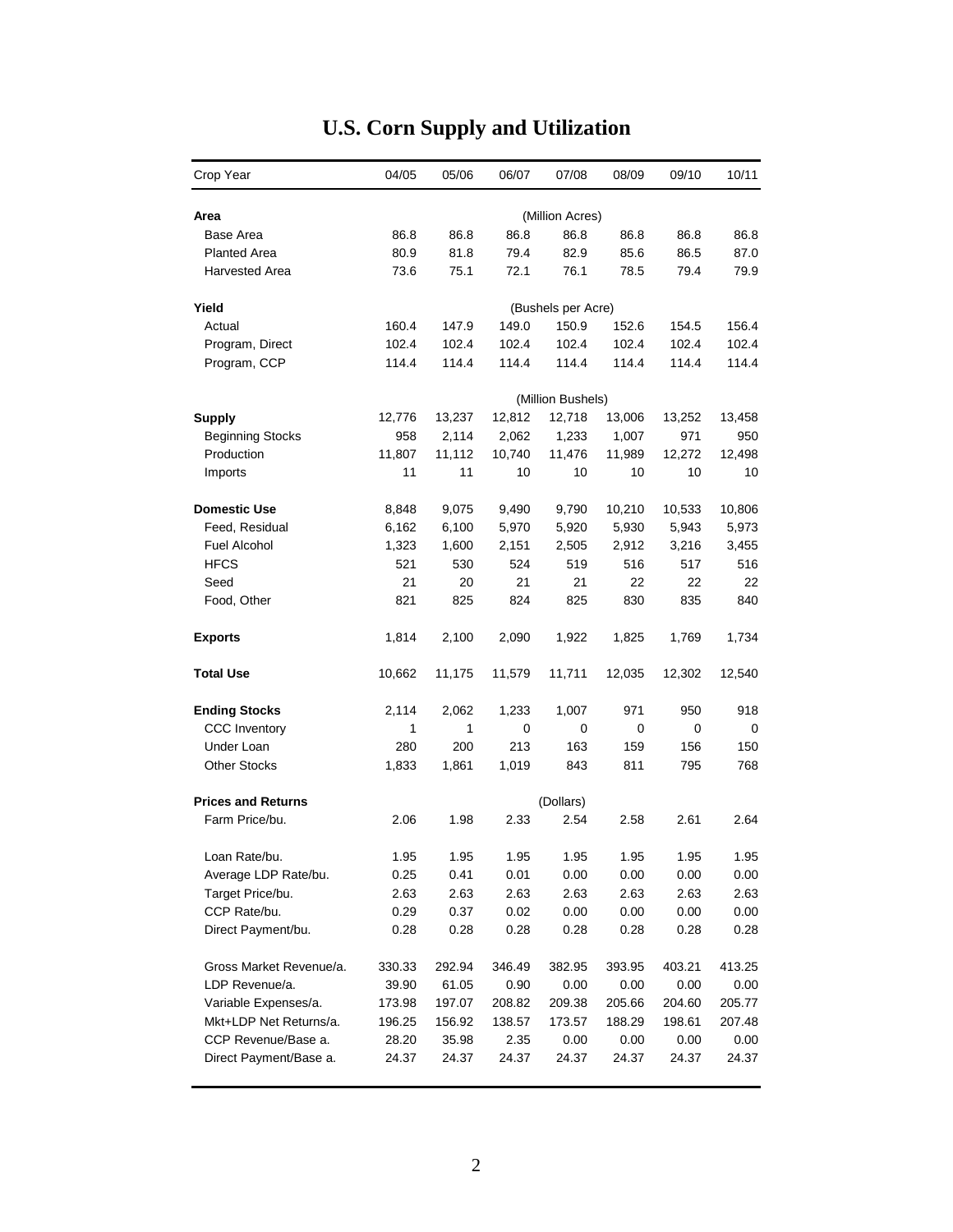# U.S. Corn Supply and Utilization

| Crop Year | 04/05 | 05/06 | 06/07 | 07/08 | 08/09 | 09/10 | 10/11 |
|---|---|---|---|---|---|---|---|
| **Area** | | | | (Million Acres) | | | |
| Base Area | 86.8 | 86.8 | 86.8 | 86.8 | 86.8 | 86.8 | 86.8 |
| Planted Area | 80.9 | 81.8 | 79.4 | 82.9 | 85.6 | 86.5 | 87.0 |
| Harvested Area | 73.6 | 75.1 | 72.1 | 76.1 | 78.5 | 79.4 | 79.9 |
| **Yield** | | | | (Bushels per Acre) | | | |
| Actual | 160.4 | 147.9 | 149.0 | 150.9 | 152.6 | 154.5 | 156.4 |
| Program, Direct | 102.4 | 102.4 | 102.4 | 102.4 | 102.4 | 102.4 | 102.4 |
| Program, CCP | 114.4 | 114.4 | 114.4 | 114.4 | 114.4 | 114.4 | 114.4 |
| | | | | (Million Bushels) | | | |
| **Supply** | 12,776 | 13,237 | 12,812 | 12,718 | 13,006 | 13,252 | 13,458 |
| Beginning Stocks | 958 | 2,114 | 2,062 | 1,233 | 1,007 | 971 | 950 |
| Production | 11,807 | 11,112 | 10,740 | 11,476 | 11,989 | 12,272 | 12,498 |
| Imports | 11 | 11 | 10 | 10 | 10 | 10 | 10 |
| **Domestic Use** | 8,848 | 9,075 | 9,490 | 9,790 | 10,210 | 10,533 | 10,806 |
| Feed, Residual | 6,162 | 6,100 | 5,970 | 5,920 | 5,930 | 5,943 | 5,973 |
| Fuel Alcohol | 1,323 | 1,600 | 2,151 | 2,505 | 2,912 | 3,216 | 3,455 |
| HFCS | 521 | 530 | 524 | 519 | 516 | 517 | 516 |
| Seed | 21 | 20 | 21 | 21 | 22 | 22 | 22 |
| Food, Other | 821 | 825 | 824 | 825 | 830 | 835 | 840 |
| **Exports** | 1,814 | 2,100 | 2,090 | 1,922 | 1,825 | 1,769 | 1,734 |
| **Total Use** | 10,662 | 11,175 | 11,579 | 11,711 | 12,035 | 12,302 | 12,540 |
| **Ending Stocks** | 2,114 | 2,062 | 1,233 | 1,007 | 971 | 950 | 918 |
| CCC Inventory | 1 | 1 | 0 | 0 | 0 | 0 | 0 |
| Under Loan | 280 | 200 | 213 | 163 | 159 | 156 | 150 |
| Other Stocks | 1,833 | 1,861 | 1,019 | 843 | 811 | 795 | 768 |
| **Prices and Returns** | | | | (Dollars) | | | |
| Farm Price/bu. | 2.06 | 1.98 | 2.33 | 2.54 | 2.58 | 2.61 | 2.64 |
| Loan Rate/bu. | 1.95 | 1.95 | 1.95 | 1.95 | 1.95 | 1.95 | 1.95 |
| Average LDP Rate/bu. | 0.25 | 0.41 | 0.01 | 0.00 | 0.00 | 0.00 | 0.00 |
| Target Price/bu. | 2.63 | 2.63 | 2.63 | 2.63 | 2.63 | 2.63 | 2.63 |
| CCP Rate/bu. | 0.29 | 0.37 | 0.02 | 0.00 | 0.00 | 0.00 | 0.00 |
| Direct Payment/bu. | 0.28 | 0.28 | 0.28 | 0.28 | 0.28 | 0.28 | 0.28 |
| Gross Market Revenue/a. | 330.33 | 292.94 | 346.49 | 382.95 | 393.95 | 403.21 | 413.25 |
| LDP Revenue/a. | 39.90 | 61.05 | 0.90 | 0.00 | 0.00 | 0.00 | 0.00 |
| Variable Expenses/a. | 173.98 | 197.07 | 208.82 | 209.38 | 205.66 | 204.60 | 205.77 |
| Mkt+LDP Net Returns/a. | 196.25 | 156.92 | 138.57 | 173.57 | 188.29 | 198.61 | 207.48 |
| CCP Revenue/Base a. | 28.20 | 35.98 | 2.35 | 0.00 | 0.00 | 0.00 | 0.00 |
| Direct Payment/Base a. | 24.37 | 24.37 | 24.37 | 24.37 | 24.37 | 24.37 | 24.37 |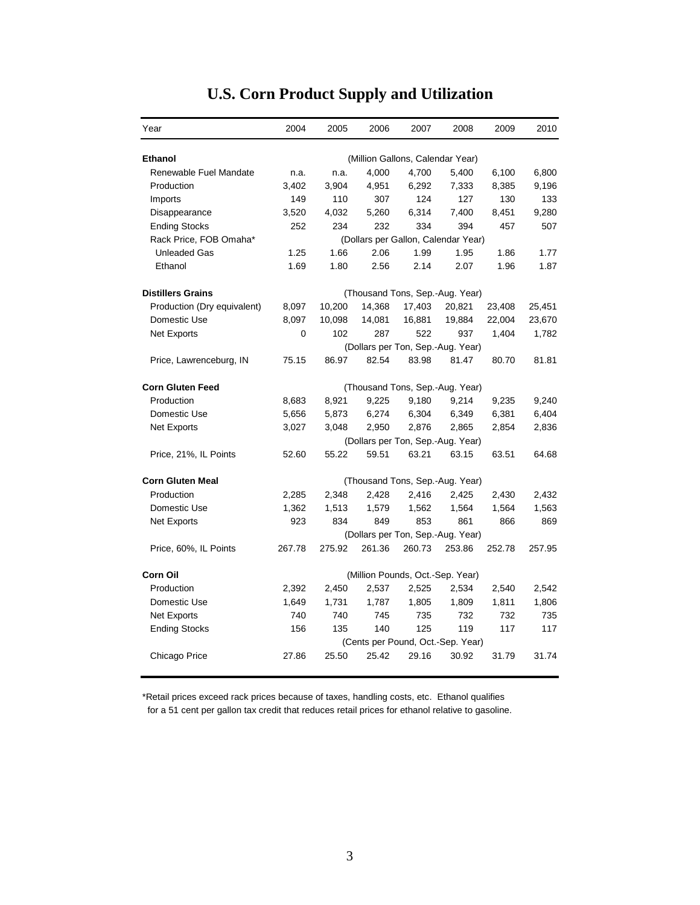# U.S. Corn Product Supply and Utilization

| Year | 2004 | 2005 | 2006 | 2007 | 2008 | 2009 | 2010 |
|---|---|---|---|---|---|---|---|
| **Ethanol** | (Million Gallons, Calendar Year) | | | | | | |
| Renewable Fuel Mandate | n.a. | n.a. | 4,000 | 4,700 | 5,400 | 6,100 | 6,800 |
| Production | 3,402 | 3,904 | 4,951 | 6,292 | 7,333 | 8,385 | 9,196 |
| Imports | 149 | 110 | 307 | 124 | 127 | 130 | 133 |
| Disappearance | 3,520 | 4,032 | 5,260 | 6,314 | 7,400 | 8,451 | 9,280 |
| Ending Stocks | 252 | 234 | 232 | 334 | 394 | 457 | 507 |
| Rack Price, FOB Omaha* | (Dollars per Gallon, Calendar Year) | | | | | | |
| Unleaded Gas | 1.25 | 1.66 | 2.06 | 1.99 | 1.95 | 1.86 | 1.77 |
| Ethanol | 1.69 | 1.80 | 2.56 | 2.14 | 2.07 | 1.96 | 1.87 |
| **Distillers Grains** | (Thousand Tons, Sep.-Aug. Year) | | | | | | |
| Production (Dry equivalent) | 8,097 | 10,200 | 14,368 | 17,403 | 20,821 | 23,408 | 25,451 |
| Domestic Use | 8,097 | 10,098 | 14,081 | 16,881 | 19,884 | 22,004 | 23,670 |
| Net Exports | 0 | 102 | 287 | 522 | 937 | 1,404 | 1,782 |
| | (Dollars per Ton, Sep.-Aug. Year) | | | | | | |
| Price, Lawrenceburg, IN | 75.15 | 86.97 | 82.54 | 83.98 | 81.47 | 80.70 | 81.81 |
| **Corn Gluten Feed** | (Thousand Tons, Sep.-Aug. Year) | | | | | | |
| Production | 8,683 | 8,921 | 9,225 | 9,180 | 9,214 | 9,235 | 9,240 |
| Domestic Use | 5,656 | 5,873 | 6,274 | 6,304 | 6,349 | 6,381 | 6,404 |
| Net Exports | 3,027 | 3,048 | 2,950 | 2,876 | 2,865 | 2,854 | 2,836 |
| | (Dollars per Ton, Sep.-Aug. Year) | | | | | | |
| Price, 21%, IL Points | 52.60 | 55.22 | 59.51 | 63.21 | 63.15 | 63.51 | 64.68 |
| **Corn Gluten Meal** | (Thousand Tons, Sep.-Aug. Year) | | | | | | |
| Production | 2,285 | 2,348 | 2,428 | 2,416 | 2,425 | 2,430 | 2,432 |
| Domestic Use | 1,362 | 1,513 | 1,579 | 1,562 | 1,564 | 1,564 | 1,563 |
| Net Exports | 923 | 834 | 849 | 853 | 861 | 866 | 869 |
| | (Dollars per Ton, Sep.-Aug. Year) | | | | | | |
| Price, 60%, IL Points | 267.78 | 275.92 | 261.36 | 260.73 | 253.86 | 252.78 | 257.95 |
| **Corn Oil** | (Million Pounds, Oct.-Sep. Year) | | | | | | |
| Production | 2,392 | 2,450 | 2,537 | 2,525 | 2,534 | 2,540 | 2,542 |
| Domestic Use | 1,649 | 1,731 | 1,787 | 1,805 | 1,809 | 1,811 | 1,806 |
| Net Exports | 740 | 740 | 745 | 735 | 732 | 732 | 735 |
| Ending Stocks | 156 | 135 | 140 | 125 | 119 | 117 | 117 |
| | (Cents per Pound, Oct.-Sep. Year) | | | | | | |
| Chicago Price | 27.86 | 25.50 | 25.42 | 29.16 | 30.92 | 31.79 | 31.74 |

*Retail prices exceed rack prices because of taxes, handling costs, etc. Ethanol qualifies for a 51 cent per gallon tax credit that reduces retail prices for ethanol relative to gasoline.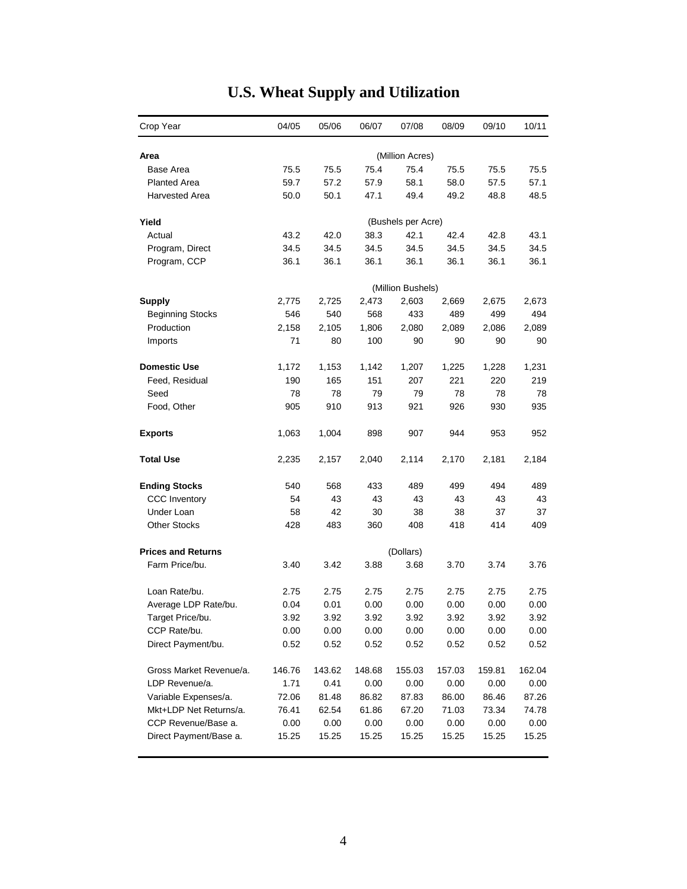# U.S. Wheat Supply and Utilization

| Crop Year | 04/05 | 05/06 | 06/07 | 07/08 | 08/09 | 09/10 | 10/11 |
|---|---|---|---|---|---|---|---|
| **Area** | | | | (Million Acres) | | | |
| Base Area | 75.5 | 75.5 | 75.4 | 75.4 | 75.5 | 75.5 | 75.5 |
| Planted Area | 59.7 | 57.2 | 57.9 | 58.1 | 58.0 | 57.5 | 57.1 |
| Harvested Area | 50.0 | 50.1 | 47.1 | 49.4 | 49.2 | 48.8 | 48.5 |
| **Yield** | | | | (Bushels per Acre) | | | |
| Actual | 43.2 | 42.0 | 38.3 | 42.1 | 42.4 | 42.8 | 43.1 |
| Program, Direct | 34.5 | 34.5 | 34.5 | 34.5 | 34.5 | 34.5 | 34.5 |
| Program, CCP | 36.1 | 36.1 | 36.1 | 36.1 | 36.1 | 36.1 | 36.1 |
| | | | | (Million Bushels) | | | |
| **Supply** | 2,775 | 2,725 | 2,473 | 2,603 | 2,669 | 2,675 | 2,673 |
| Beginning Stocks | 546 | 540 | 568 | 433 | 489 | 499 | 494 |
| Production | 2,158 | 2,105 | 1,806 | 2,080 | 2,089 | 2,086 | 2,089 |
| Imports | 71 | 80 | 100 | 90 | 90 | 90 | 90 |
| **Domestic Use** | 1,172 | 1,153 | 1,142 | 1,207 | 1,225 | 1,228 | 1,231 |
| Feed, Residual | 190 | 165 | 151 | 207 | 221 | 220 | 219 |
| Seed | 78 | 78 | 79 | 79 | 78 | 78 | 78 |
| Food, Other | 905 | 910 | 913 | 921 | 926 | 930 | 935 |
| **Exports** | 1,063 | 1,004 | 898 | 907 | 944 | 953 | 952 |
| **Total Use** | 2,235 | 2,157 | 2,040 | 2,114 | 2,170 | 2,181 | 2,184 |
| **Ending Stocks** | 540 | 568 | 433 | 489 | 499 | 494 | 489 |
| CCC Inventory | 54 | 43 | 43 | 43 | 43 | 43 | 43 |
| Under Loan | 58 | 42 | 30 | 38 | 38 | 37 | 37 |
| Other Stocks | 428 | 483 | 360 | 408 | 418 | 414 | 409 |
| **Prices and Returns** | | | | (Dollars) | | | |
| Farm Price/bu. | 3.40 | 3.42 | 3.88 | 3.68 | 3.70 | 3.74 | 3.76 |
| Loan Rate/bu. | 2.75 | 2.75 | 2.75 | 2.75 | 2.75 | 2.75 | 2.75 |
| Average LDP Rate/bu. | 0.04 | 0.01 | 0.00 | 0.00 | 0.00 | 0.00 | 0.00 |
| Target Price/bu. | 3.92 | 3.92 | 3.92 | 3.92 | 3.92 | 3.92 | 3.92 |
| CCP Rate/bu. | 0.00 | 0.00 | 0.00 | 0.00 | 0.00 | 0.00 | 0.00 |
| Direct Payment/bu. | 0.52 | 0.52 | 0.52 | 0.52 | 0.52 | 0.52 | 0.52 |
| Gross Market Revenue/a. | 146.76 | 143.62 | 148.68 | 155.03 | 157.03 | 159.81 | 162.04 |
| LDP Revenue/a. | 1.71 | 0.41 | 0.00 | 0.00 | 0.00 | 0.00 | 0.00 |
| Variable Expenses/a. | 72.06 | 81.48 | 86.82 | 87.83 | 86.00 | 86.46 | 87.26 |
| Mkt+LDP Net Returns/a. | 76.41 | 62.54 | 61.86 | 67.20 | 71.03 | 73.34 | 74.78 |
| CCP Revenue/Base a. | 0.00 | 0.00 | 0.00 | 0.00 | 0.00 | 0.00 | 0.00 |
| Direct Payment/Base a. | 15.25 | 15.25 | 15.25 | 15.25 | 15.25 | 15.25 | 15.25 |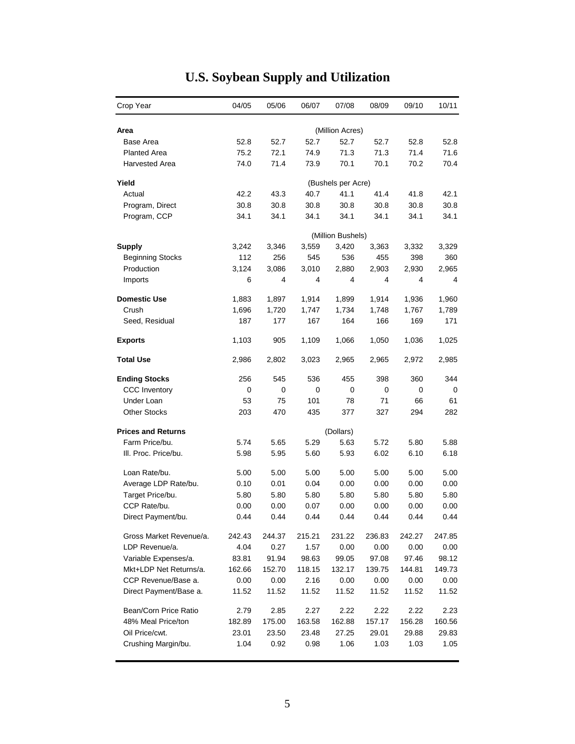# U.S. Soybean Supply and Utilization

| Crop Year | 04/05 | 05/06 | 06/07 | 07/08 | 08/09 | 09/10 | 10/11 |
|---|---|---|---|---|---|---|---|
| **Area** | | | | (Million Acres) | | | |
| Base Area | 52.8 | 52.7 | 52.7 | 52.7 | 52.7 | 52.8 | 52.8 |
| Planted Area | 75.2 | 72.1 | 74.9 | 71.3 | 71.3 | 71.4 | 71.6 |
| Harvested Area | 74.0 | 71.4 | 73.9 | 70.1 | 70.1 | 70.2 | 70.4 |
| **Yield** | | | | (Bushels per Acre) | | | |
| Actual | 42.2 | 43.3 | 40.7 | 41.1 | 41.4 | 41.8 | 42.1 |
| Program, Direct | 30.8 | 30.8 | 30.8 | 30.8 | 30.8 | 30.8 | 30.8 |
| Program, CCP | 34.1 | 34.1 | 34.1 | 34.1 | 34.1 | 34.1 | 34.1 |
| | | | | (Million Bushels) | | | |
| **Supply** | 3,242 | 3,346 | 3,559 | 3,420 | 3,363 | 3,332 | 3,329 |
| Beginning Stocks | 112 | 256 | 545 | 536 | 455 | 398 | 360 |
| Production | 3,124 | 3,086 | 3,010 | 2,880 | 2,903 | 2,930 | 2,965 |
| Imports | 6 | 4 | 4 | 4 | 4 | 4 | 4 |
| **Domestic Use** | 1,883 | 1,897 | 1,914 | 1,899 | 1,914 | 1,936 | 1,960 |
| Crush | 1,696 | 1,720 | 1,747 | 1,734 | 1,748 | 1,767 | 1,789 |
| Seed, Residual | 187 | 177 | 167 | 164 | 166 | 169 | 171 |
| **Exports** | 1,103 | 905 | 1,109 | 1,066 | 1,050 | 1,036 | 1,025 |
| **Total Use** | 2,986 | 2,802 | 3,023 | 2,965 | 2,965 | 2,972 | 2,985 |
| **Ending Stocks** | 256 | 545 | 536 | 455 | 398 | 360 | 344 |
| CCC Inventory | 0 | 0 | 0 | 0 | 0 | 0 | 0 |
| Under Loan | 53 | 75 | 101 | 78 | 71 | 66 | 61 |
| Other Stocks | 203 | 470 | 435 | 377 | 327 | 294 | 282 |
| **Prices and Returns** | | | | (Dollars) | | | |
| Farm Price/bu. | 5.74 | 5.65 | 5.29 | 5.63 | 5.72 | 5.80 | 5.88 |
| Ill. Proc. Price/bu. | 5.98 | 5.95 | 5.60 | 5.93 | 6.02 | 6.10 | 6.18 |
| Loan Rate/bu. | 5.00 | 5.00 | 5.00 | 5.00 | 5.00 | 5.00 | 5.00 |
| Average LDP Rate/bu. | 0.10 | 0.01 | 0.04 | 0.00 | 0.00 | 0.00 | 0.00 |
| Target Price/bu. | 5.80 | 5.80 | 5.80 | 5.80 | 5.80 | 5.80 | 5.80 |
| CCP Rate/bu. | 0.00 | 0.00 | 0.07 | 0.00 | 0.00 | 0.00 | 0.00 |
| Direct Payment/bu. | 0.44 | 0.44 | 0.44 | 0.44 | 0.44 | 0.44 | 0.44 |
| Gross Market Revenue/a. | 242.43 | 244.37 | 215.21 | 231.22 | 236.83 | 242.27 | 247.85 |
| LDP Revenue/a. | 4.04 | 0.27 | 1.57 | 0.00 | 0.00 | 0.00 | 0.00 |
| Variable Expenses/a. | 83.81 | 91.94 | 98.63 | 99.05 | 97.08 | 97.46 | 98.12 |
| Mkt+LDP Net Returns/a. | 162.66 | 152.70 | 118.15 | 132.17 | 139.75 | 144.81 | 149.73 |
| CCP Revenue/Base a. | 0.00 | 0.00 | 2.16 | 0.00 | 0.00 | 0.00 | 0.00 |
| Direct Payment/Base a. | 11.52 | 11.52 | 11.52 | 11.52 | 11.52 | 11.52 | 11.52 |
| Bean/Corn Price Ratio | 2.79 | 2.85 | 2.27 | 2.22 | 2.22 | 2.22 | 2.23 |
| 48% Meal Price/ton | 182.89 | 175.00 | 163.58 | 162.88 | 157.17 | 156.28 | 160.56 |
| Oil Price/cwt. | 23.01 | 23.50 | 23.48 | 27.25 | 29.01 | 29.88 | 29.83 |
| Crushing Margin/bu. | 1.04 | 0.92 | 0.98 | 1.06 | 1.03 | 1.03 | 1.05 |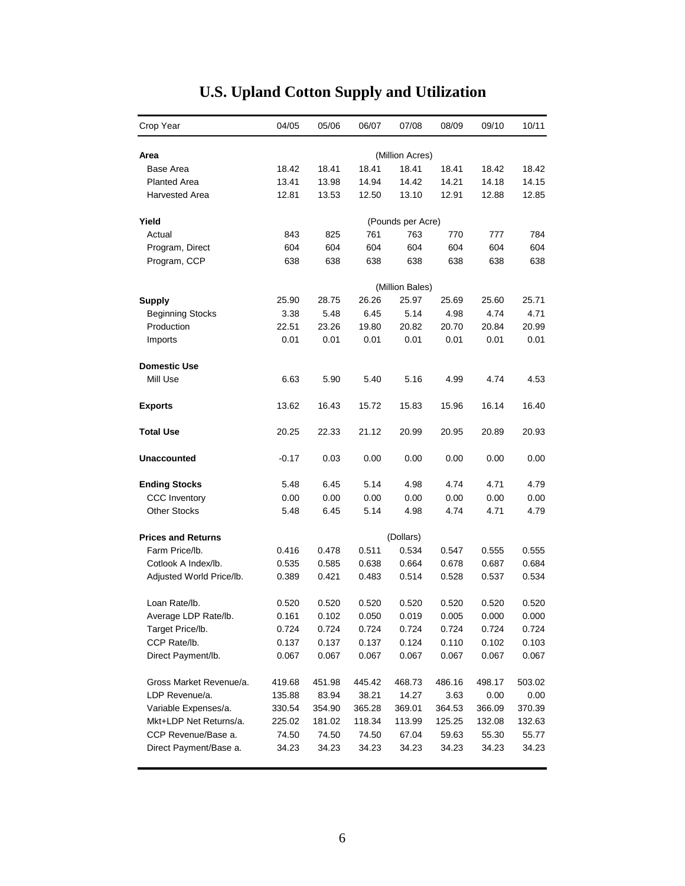# U.S. Upland Cotton Supply and Utilization

| Crop Year | 04/05 | 05/06 | 06/07 | 07/08 | 08/09 | 09/10 | 10/11 |
|---|---|---|---|---|---|---|---|
| **Area** | | | | (Million Acres) | | | |
| Base Area | 18.42 | 18.41 | 18.41 | 18.41 | 18.41 | 18.42 | 18.42 |
| Planted Area | 13.41 | 13.98 | 14.94 | 14.42 | 14.21 | 14.18 | 14.15 |
| Harvested Area | 12.81 | 13.53 | 12.50 | 13.10 | 12.91 | 12.88 | 12.85 |
| **Yield** | | | | (Pounds per Acre) | | | |
| Actual | 843 | 825 | 761 | 763 | 770 | 777 | 784 |
| Program, Direct | 604 | 604 | 604 | 604 | 604 | 604 | 604 |
| Program, CCP | 638 | 638 | 638 | 638 | 638 | 638 | 638 |
| | | | | (Million Bales) | | | |
| **Supply** | 25.90 | 28.75 | 26.26 | 25.97 | 25.69 | 25.60 | 25.71 |
| Beginning Stocks | 3.38 | 5.48 | 6.45 | 5.14 | 4.98 | 4.74 | 4.71 |
| Production | 22.51 | 23.26 | 19.80 | 20.82 | 20.70 | 20.84 | 20.99 |
| Imports | 0.01 | 0.01 | 0.01 | 0.01 | 0.01 | 0.01 | 0.01 |
| **Domestic Use** | | | | | | | |
| Mill Use | 6.63 | 5.90 | 5.40 | 5.16 | 4.99 | 4.74 | 4.53 |
| **Exports** | 13.62 | 16.43 | 15.72 | 15.83 | 15.96 | 16.14 | 16.40 |
| **Total Use** | 20.25 | 22.33 | 21.12 | 20.99 | 20.95 | 20.89 | 20.93 |
| **Unaccounted** | -0.17 | 0.03 | 0.00 | 0.00 | 0.00 | 0.00 | 0.00 |
| **Ending Stocks** | 5.48 | 6.45 | 5.14 | 4.98 | 4.74 | 4.71 | 4.79 |
| CCC Inventory | 0.00 | 0.00 | 0.00 | 0.00 | 0.00 | 0.00 | 0.00 |
| Other Stocks | 5.48 | 6.45 | 5.14 | 4.98 | 4.74 | 4.71 | 4.79 |
| **Prices and Returns** | | | | (Dollars) | | | |
| Farm Price/lb. | 0.416 | 0.478 | 0.511 | 0.534 | 0.547 | 0.555 | 0.555 |
| Cotlook A Index/lb. | 0.535 | 0.585 | 0.638 | 0.664 | 0.678 | 0.687 | 0.684 |
| Adjusted World Price/lb. | 0.389 | 0.421 | 0.483 | 0.514 | 0.528 | 0.537 | 0.534 |
| Loan Rate/lb. | 0.520 | 0.520 | 0.520 | 0.520 | 0.520 | 0.520 | 0.520 |
| Average LDP Rate/lb. | 0.161 | 0.102 | 0.050 | 0.019 | 0.005 | 0.000 | 0.000 |
| Target Price/lb. | 0.724 | 0.724 | 0.724 | 0.724 | 0.724 | 0.724 | 0.724 |
| CCP Rate/lb. | 0.137 | 0.137 | 0.137 | 0.124 | 0.110 | 0.102 | 0.103 |
| Direct Payment/lb. | 0.067 | 0.067 | 0.067 | 0.067 | 0.067 | 0.067 | 0.067 |
| Gross Market Revenue/a. | 419.68 | 451.98 | 445.42 | 468.73 | 486.16 | 498.17 | 503.02 |
| LDP Revenue/a. | 135.88 | 83.94 | 38.21 | 14.27 | 3.63 | 0.00 | 0.00 |
| Variable Expenses/a. | 330.54 | 354.90 | 365.28 | 369.01 | 364.53 | 366.09 | 370.39 |
| Mkt+LDP Net Returns/a. | 225.02 | 181.02 | 118.34 | 113.99 | 125.25 | 132.08 | 132.63 |
| CCP Revenue/Base a. | 74.50 | 74.50 | 74.50 | 67.04 | 59.63 | 55.30 | 55.77 |
| Direct Payment/Base a. | 34.23 | 34.23 | 34.23 | 34.23 | 34.23 | 34.23 | 34.23 |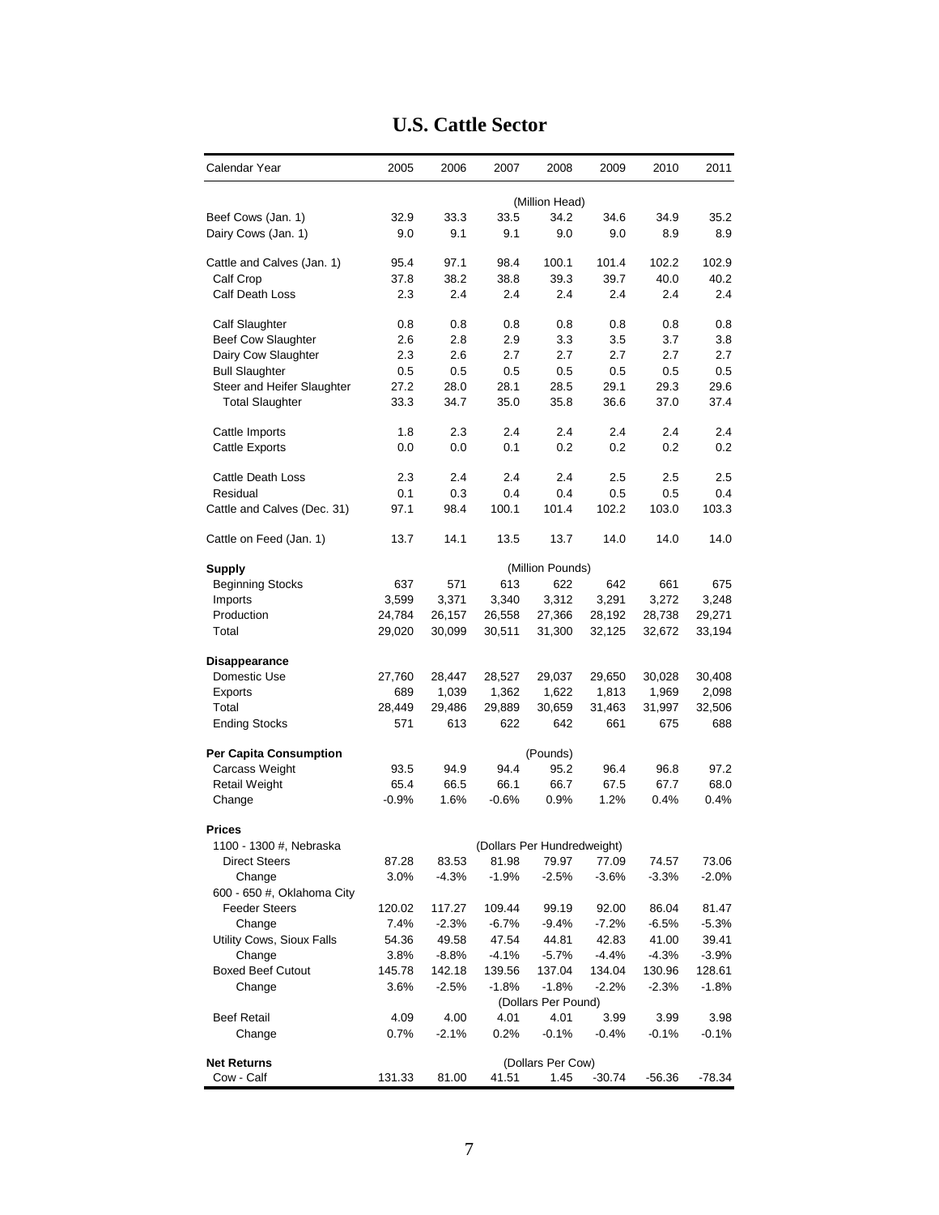# U.S. Cattle Sector

| Calendar Year | 2005 | 2006 | 2007 | 2008 | 2009 | 2010 | 2011 |
|---|---|---|---|---|---|---|---|
| | | | | (Million Head) | | | |
| Beef Cows (Jan. 1) | 32.9 | 33.3 | 33.5 | 34.2 | 34.6 | 34.9 | 35.2 |
| Dairy Cows (Jan. 1) | 9.0 | 9.1 | 9.1 | 9.0 | 9.0 | 8.9 | 8.9 |
| Cattle and Calves (Jan. 1) | 95.4 | 97.1 | 98.4 | 100.1 | 101.4 | 102.2 | 102.9 |
| Calf Crop | 37.8 | 38.2 | 38.8 | 39.3 | 39.7 | 40.0 | 40.2 |
| Calf Death Loss | 2.3 | 2.4 | 2.4 | 2.4 | 2.4 | 2.4 | 2.4 |
| Calf Slaughter | 0.8 | 0.8 | 0.8 | 0.8 | 0.8 | 0.8 | 0.8 |
| Beef Cow Slaughter | 2.6 | 2.8 | 2.9 | 3.3 | 3.5 | 3.7 | 3.8 |
| Dairy Cow Slaughter | 2.3 | 2.6 | 2.7 | 2.7 | 2.7 | 2.7 | 2.7 |
| Bull Slaughter | 0.5 | 0.5 | 0.5 | 0.5 | 0.5 | 0.5 | 0.5 |
| Steer and Heifer Slaughter | 27.2 | 28.0 | 28.1 | 28.5 | 29.1 | 29.3 | 29.6 |
| Total Slaughter | 33.3 | 34.7 | 35.0 | 35.8 | 36.6 | 37.0 | 37.4 |
| Cattle Imports | 1.8 | 2.3 | 2.4 | 2.4 | 2.4 | 2.4 | 2.4 |
| Cattle Exports | 0.0 | 0.0 | 0.1 | 0.2 | 0.2 | 0.2 | 0.2 |
| Cattle Death Loss | 2.3 | 2.4 | 2.4 | 2.4 | 2.5 | 2.5 | 2.5 |
| Residual | 0.1 | 0.3 | 0.4 | 0.4 | 0.5 | 0.5 | 0.4 |
| Cattle and Calves (Dec. 31) | 97.1 | 98.4 | 100.1 | 101.4 | 102.2 | 103.0 | 103.3 |
| Cattle on Feed (Jan. 1) | 13.7 | 14.1 | 13.5 | 13.7 | 14.0 | 14.0 | 14.0 |
| **Supply** | | | | (Million Pounds) | | | |
| Beginning Stocks | 637 | 571 | 613 | 622 | 642 | 661 | 675 |
| Imports | 3,599 | 3,371 | 3,340 | 3,312 | 3,291 | 3,272 | 3,248 |
| Production | 24,784 | 26,157 | 26,558 | 27,366 | 28,192 | 28,738 | 29,271 |
| Total | 29,020 | 30,099 | 30,511 | 31,300 | 32,125 | 32,672 | 33,194 |
| **Disappearance** | | | | | | | |
| Domestic Use | 27,760 | 28,447 | 28,527 | 29,037 | 29,650 | 30,028 | 30,408 |
| Exports | 689 | 1,039 | 1,362 | 1,622 | 1,813 | 1,969 | 2,098 |
| Total | 28,449 | 29,486 | 29,889 | 30,659 | 31,463 | 31,997 | 32,506 |
| Ending Stocks | 571 | 613 | 622 | 642 | 661 | 675 | 688 |
| **Per Capita Consumption** | | | | (Pounds) | | | |
| Carcass Weight | 93.5 | 94.9 | 94.4 | 95.2 | 96.4 | 96.8 | 97.2 |
| Retail Weight | 65.4 | 66.5 | 66.1 | 66.7 | 67.5 | 67.7 | 68.0 |
| Change | -0.9% | 1.6% | -0.6% | 0.9% | 1.2% | 0.4% | 0.4% |
| **Prices** | | | | | | | |
| 1100 - 1300 #, Nebraska | | | | (Dollars Per Hundredweight) | | | |
| Direct Steers | 87.28 | 83.53 | 81.98 | 79.97 | 77.09 | 74.57 | 73.06 |
| Change | 3.0% | -4.3% | -1.9% | -2.5% | -3.6% | -3.3% | -2.0% |
| 600 - 650 #, Oklahoma City | | | | | | | |
| Feeder Steers | 120.02 | 117.27 | 109.44 | 99.19 | 92.00 | 86.04 | 81.47 |
| Change | 7.4% | -2.3% | -6.7% | -9.4% | -7.2% | -6.5% | -5.3% |
| Utility Cows, Sioux Falls | 54.36 | 49.58 | 47.54 | 44.81 | 42.83 | 41.00 | 39.41 |
| Change | 3.8% | -8.8% | -4.1% | -5.7% | -4.4% | -4.3% | -3.9% |
| Boxed Beef Cutout | 145.78 | 142.18 | 139.56 | 137.04 | 134.04 | 130.96 | 128.61 |
| Change | 3.6% | -2.5% | -1.8% | -1.8% | -2.2% | -2.3% | -1.8% |
| | | | | (Dollars Per Pound) | | | |
| Beef Retail | 4.09 | 4.00 | 4.01 | 4.01 | 3.99 | 3.99 | 3.98 |
| Change | 0.7% | -2.1% | 0.2% | -0.1% | -0.4% | -0.1% | -0.1% |
| **Net Returns** | | | | (Dollars Per Cow) | | | |
| Cow - Calf | 131.33 | 81.00 | 41.51 | 1.45 | -30.74 | -56.36 | -78.34 |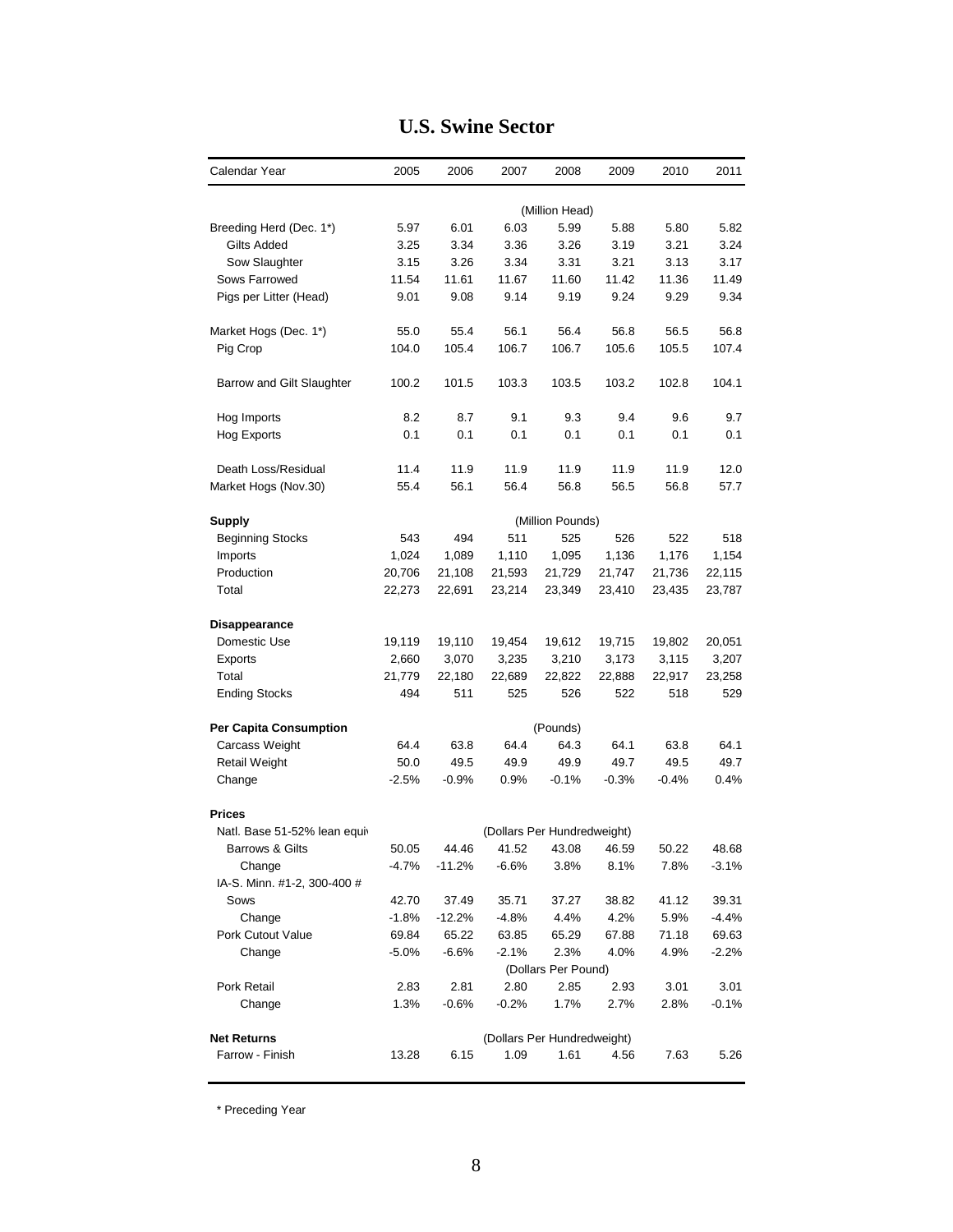# U.S. Swine Sector

| Calendar Year | 2005 | 2006 | 2007 | 2008 | 2009 | 2010 | 2011 |
|---|---|---|---|---|---|---|---|
| | | | | (Million Head) | | | |
| Breeding Herd (Dec. 1*) | 5.97 | 6.01 | 6.03 | 5.99 | 5.88 | 5.80 | 5.82 |
| Gilts Added | 3.25 | 3.34 | 3.36 | 3.26 | 3.19 | 3.21 | 3.24 |
| Sow Slaughter | 3.15 | 3.26 | 3.34 | 3.31 | 3.21 | 3.13 | 3.17 |
| Sows Farrowed | 11.54 | 11.61 | 11.67 | 11.60 | 11.42 | 11.36 | 11.49 |
| Pigs per Litter (Head) | 9.01 | 9.08 | 9.14 | 9.19 | 9.24 | 9.29 | 9.34 |
| Market Hogs (Dec. 1*) | 55.0 | 55.4 | 56.1 | 56.4 | 56.8 | 56.5 | 56.8 |
| Pig Crop | 104.0 | 105.4 | 106.7 | 106.7 | 105.6 | 105.5 | 107.4 |
| Barrow and Gilt Slaughter | 100.2 | 101.5 | 103.3 | 103.5 | 103.2 | 102.8 | 104.1 |
| Hog Imports | 8.2 | 8.7 | 9.1 | 9.3 | 9.4 | 9.6 | 9.7 |
| Hog Exports | 0.1 | 0.1 | 0.1 | 0.1 | 0.1 | 0.1 | 0.1 |
| Death Loss/Residual | 11.4 | 11.9 | 11.9 | 11.9 | 11.9 | 11.9 | 12.0 |
| Market Hogs (Nov.30) | 55.4 | 56.1 | 56.4 | 56.8 | 56.5 | 56.8 | 57.7 |
| **Supply** | | | | (Million Pounds) | | | |
| Beginning Stocks | 543 | 494 | 511 | 525 | 526 | 522 | 518 |
| Imports | 1,024 | 1,089 | 1,110 | 1,095 | 1,136 | 1,176 | 1,154 |
| Production | 20,706 | 21,108 | 21,593 | 21,729 | 21,747 | 21,736 | 22,115 |
| Total | 22,273 | 22,691 | 23,214 | 23,349 | 23,410 | 23,435 | 23,787 |
| **Disappearance** | | | | | | | |
| Domestic Use | 19,119 | 19,110 | 19,454 | 19,612 | 19,715 | 19,802 | 20,051 |
| Exports | 2,660 | 3,070 | 3,235 | 3,210 | 3,173 | 3,115 | 3,207 |
| Total | 21,779 | 22,180 | 22,689 | 22,822 | 22,888 | 22,917 | 23,258 |
| Ending Stocks | 494 | 511 | 525 | 526 | 522 | 518 | 529 |
| **Per Capita Consumption** | | | | (Pounds) | | | |
| Carcass Weight | 64.4 | 63.8 | 64.4 | 64.3 | 64.1 | 63.8 | 64.1 |
| Retail Weight | 50.0 | 49.5 | 49.9 | 49.9 | 49.7 | 49.5 | 49.7 |
| Change | -2.5% | -0.9% | 0.9% | -0.1% | -0.3% | -0.4% | 0.4% |
| **Prices** | | | | | | | |
| Natl. Base 51-52% lean equiv | | | | (Dollars Per Hundredweight) | | | |
| Barrows & Gilts | 50.05 | 44.46 | 41.52 | 43.08 | 46.59 | 50.22 | 48.68 |
| Change | -4.7% | -11.2% | -6.6% | 3.8% | 8.1% | 7.8% | -3.1% |
| IA-S. Minn. #1-2, 300-400 # | | | | | | | |
| Sows | 42.70 | 37.49 | 35.71 | 37.27 | 38.82 | 41.12 | 39.31 |
| Change | -1.8% | -12.2% | -4.8% | 4.4% | 4.2% | 5.9% | -4.4% |
| Pork Cutout Value | 69.84 | 65.22 | 63.85 | 65.29 | 67.88 | 71.18 | 69.63 |
| Change | -5.0% | -6.6% | -2.1% | 2.3% | 4.0% | 4.9% | -2.2% |
| | | | | (Dollars Per Pound) | | | |
| Pork Retail | 2.83 | 2.81 | 2.80 | 2.85 | 2.93 | 3.01 | 3.01 |
| Change | 1.3% | -0.6% | -0.2% | 1.7% | 2.7% | 2.8% | -0.1% |
| **Net Returns** | | | | (Dollars Per Hundredweight) | | | |
| Farrow - Finish | 13.28 | 6.15 | 1.09 | 1.61 | 4.56 | 7.63 | 5.26 |

* Preceding Year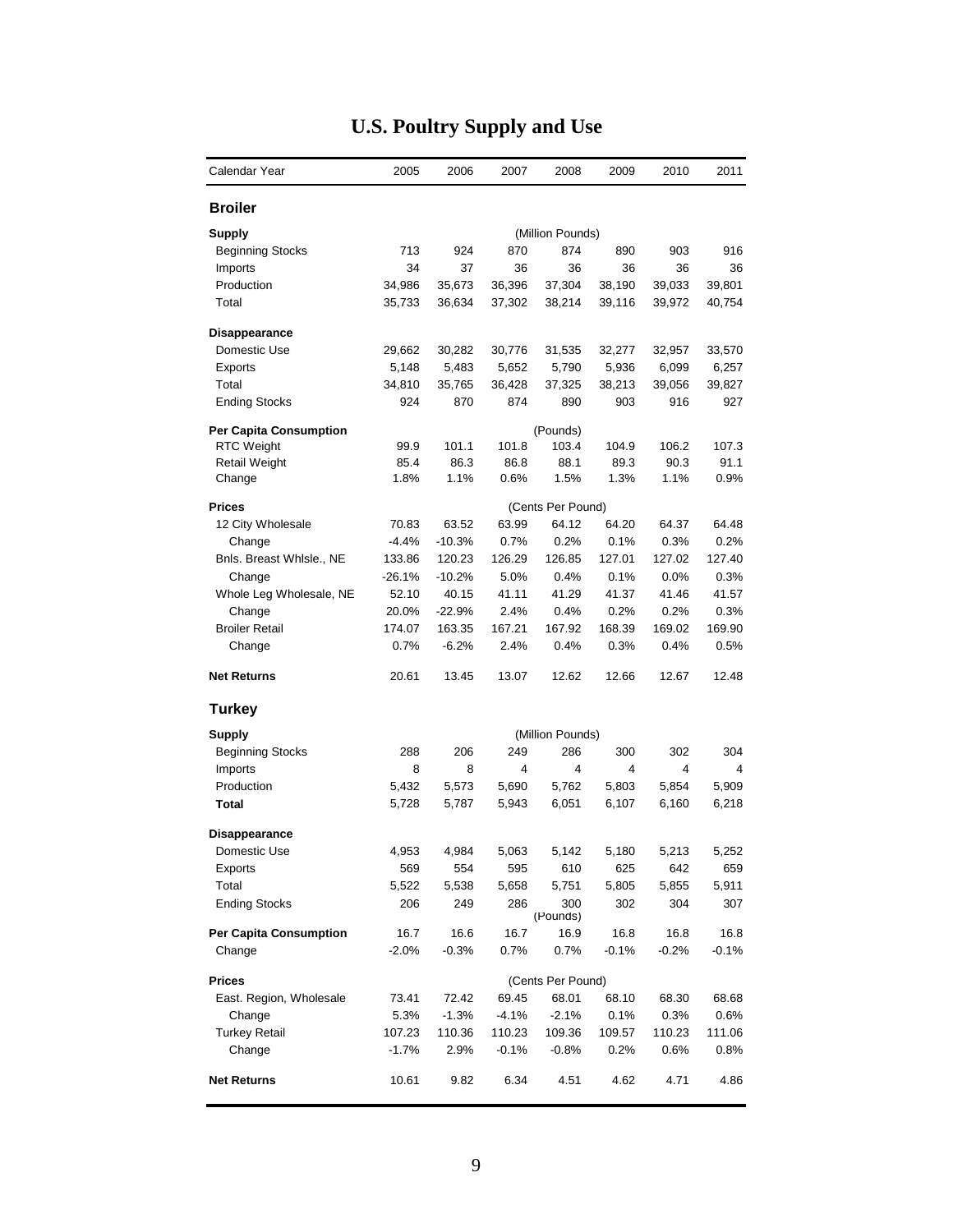# U.S. Poultry Supply and Use

| Calendar Year | 2005 | 2006 | 2007 | 2008 | 2009 | 2010 | 2011 |
|---|---|---|---|---|---|---|---|
| **Broiler** | | | | | | | |
| **Supply** | | | | (Million Pounds) | | | |
| Beginning Stocks | 713 | 924 | 870 | 874 | 890 | 903 | 916 |
| Imports | 34 | 37 | 36 | 36 | 36 | 36 | 36 |
| Production | 34,986 | 35,673 | 36,396 | 37,304 | 38,190 | 39,033 | 39,801 |
| Total | 35,733 | 36,634 | 37,302 | 38,214 | 39,116 | 39,972 | 40,754 |
| **Disappearance** | | | | | | | |
| Domestic Use | 29,662 | 30,282 | 30,776 | 31,535 | 32,277 | 32,957 | 33,570 |
| Exports | 5,148 | 5,483 | 5,652 | 5,790 | 5,936 | 6,099 | 6,257 |
| Total | 34,810 | 35,765 | 36,428 | 37,325 | 38,213 | 39,056 | 39,827 |
| Ending Stocks | 924 | 870 | 874 | 890 | 903 | 916 | 927 |
| **Per Capita Consumption** | | | | (Pounds) | | | |
| RTC Weight | 99.9 | 101.1 | 101.8 | 103.4 | 104.9 | 106.2 | 107.3 |
| Retail Weight | 85.4 | 86.3 | 86.8 | 88.1 | 89.3 | 90.3 | 91.1 |
| Change | 1.8% | 1.1% | 0.6% | 1.5% | 1.3% | 1.1% | 0.9% |
| **Prices** | | | | (Cents Per Pound) | | | |
| 12 City Wholesale | 70.83 | 63.52 | 63.99 | 64.12 | 64.20 | 64.37 | 64.48 |
| Change | -4.4% | -10.3% | 0.7% | 0.2% | 0.1% | 0.3% | 0.2% |
| Bnls. Breast Whlsle., NE | 133.86 | 120.23 | 126.29 | 126.85 | 127.01 | 127.02 | 127.40 |
| Change | -26.1% | -10.2% | 5.0% | 0.4% | 0.1% | 0.0% | 0.3% |
| Whole Leg Wholesale, NE | 52.10 | 40.15 | 41.11 | 41.29 | 41.37 | 41.46 | 41.57 |
| Change | 20.0% | -22.9% | 2.4% | 0.4% | 0.2% | 0.2% | 0.3% |
| Broiler Retail | 174.07 | 163.35 | 167.21 | 167.92 | 168.39 | 169.02 | 169.90 |
| Change | 0.7% | -6.2% | 2.4% | 0.4% | 0.3% | 0.4% | 0.5% |
| **Net Returns** | 20.61 | 13.45 | 13.07 | 12.62 | 12.66 | 12.67 | 12.48 |
| **Turkey** | | | | | | | |
| **Supply** | | | | (Million Pounds) | | | |
| Beginning Stocks | 288 | 206 | 249 | 286 | 300 | 302 | 304 |
| Imports | 8 | 8 | 4 | 4 | 4 | 4 | 4 |
| Production | 5,432 | 5,573 | 5,690 | 5,762 | 5,803 | 5,854 | 5,909 |
| **Total** | 5,728 | 5,787 | 5,943 | 6,051 | 6,107 | 6,160 | 6,218 |
| **Disappearance** | | | | | | | |
| Domestic Use | 4,953 | 4,984 | 5,063 | 5,142 | 5,180 | 5,213 | 5,252 |
| Exports | 569 | 554 | 595 | 610 | 625 | 642 | 659 |
| Total | 5,522 | 5,538 | 5,658 | 5,751 | 5,805 | 5,855 | 5,911 |
| Ending Stocks | 206 | 249 | 286 | 300 | 302 | 304 | 307 |
| | | | | (Pounds) | | | |
| **Per Capita Consumption** | 16.7 | 16.6 | 16.7 | 16.9 | 16.8 | 16.8 | 16.8 |
| Change | -2.0% | -0.3% | 0.7% | 0.7% | -0.1% | -0.2% | -0.1% |
| **Prices** | | | | (Cents Per Pound) | | | |
| East. Region, Wholesale | 73.41 | 72.42 | 69.45 | 68.01 | 68.10 | 68.30 | 68.68 |
| Change | 5.3% | -1.3% | -4.1% | -2.1% | 0.1% | 0.3% | 0.6% |
| Turkey Retail | 107.23 | 110.36 | 110.23 | 109.36 | 109.57 | 110.23 | 111.06 |
| Change | -1.7% | 2.9% | -0.1% | -0.8% | 0.2% | 0.6% | 0.8% |
| **Net Returns** | 10.61 | 9.82 | 6.34 | 4.51 | 4.62 | 4.71 | 4.86 |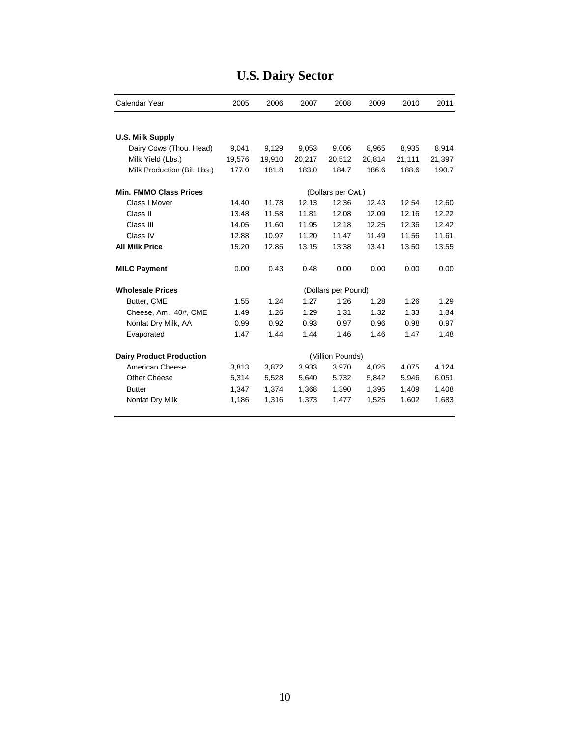# U.S. Dairy Sector

| Calendar Year | 2005 | 2006 | 2007 | 2008 | 2009 | 2010 | 2011 |
|---|---|---|---|---|---|---|---|
| **U.S. Milk Supply** | | | | | | | |
| Dairy Cows (Thou. Head) | 9,041 | 9,129 | 9,053 | 9,006 | 8,965 | 8,935 | 8,914 |
| Milk Yield (Lbs.) | 19,576 | 19,910 | 20,217 | 20,512 | 20,814 | 21,111 | 21,397 |
| Milk Production (Bil. Lbs.) | 177.0 | 181.8 | 183.0 | 184.7 | 186.6 | 188.6 | 190.7 |
| **Min. FMMO Class Prices** | (Dollars per Cwt.) | | | | | | |
| Class I Mover | 14.40 | 11.78 | 12.13 | 12.36 | 12.43 | 12.54 | 12.60 |
| Class II | 13.48 | 11.58 | 11.81 | 12.08 | 12.09 | 12.16 | 12.22 |
| Class III | 14.05 | 11.60 | 11.95 | 12.18 | 12.25 | 12.36 | 12.42 |
| Class IV | 12.88 | 10.97 | 11.20 | 11.47 | 11.49 | 11.56 | 11.61 |
| **All Milk Price** | 15.20 | 12.85 | 13.15 | 13.38 | 13.41 | 13.50 | 13.55 |
| **MILC Payment** | 0.00 | 0.43 | 0.48 | 0.00 | 0.00 | 0.00 | 0.00 |
| **Wholesale Prices** | (Dollars per Pound) | | | | | | |
| Butter, CME | 1.55 | 1.24 | 1.27 | 1.26 | 1.28 | 1.26 | 1.29 |
| Cheese, Am., 40#, CME | 1.49 | 1.26 | 1.29 | 1.31 | 1.32 | 1.33 | 1.34 |
| Nonfat Dry Milk, AA | 0.99 | 0.92 | 0.93 | 0.97 | 0.96 | 0.98 | 0.97 |
| Evaporated | 1.47 | 1.44 | 1.44 | 1.46 | 1.46 | 1.47 | 1.48 |
| **Dairy Product Production** | (Million Pounds) | | | | | | |
| American Cheese | 3,813 | 3,872 | 3,933 | 3,970 | 4,025 | 4,075 | 4,124 |
| Other Cheese | 5,314 | 5,528 | 5,640 | 5,732 | 5,842 | 5,946 | 6,051 |
| Butter | 1,347 | 1,374 | 1,368 | 1,390 | 1,395 | 1,409 | 1,408 |
| Nonfat Dry Milk | 1,186 | 1,316 | 1,373 | 1,477 | 1,525 | 1,602 | 1,683 |